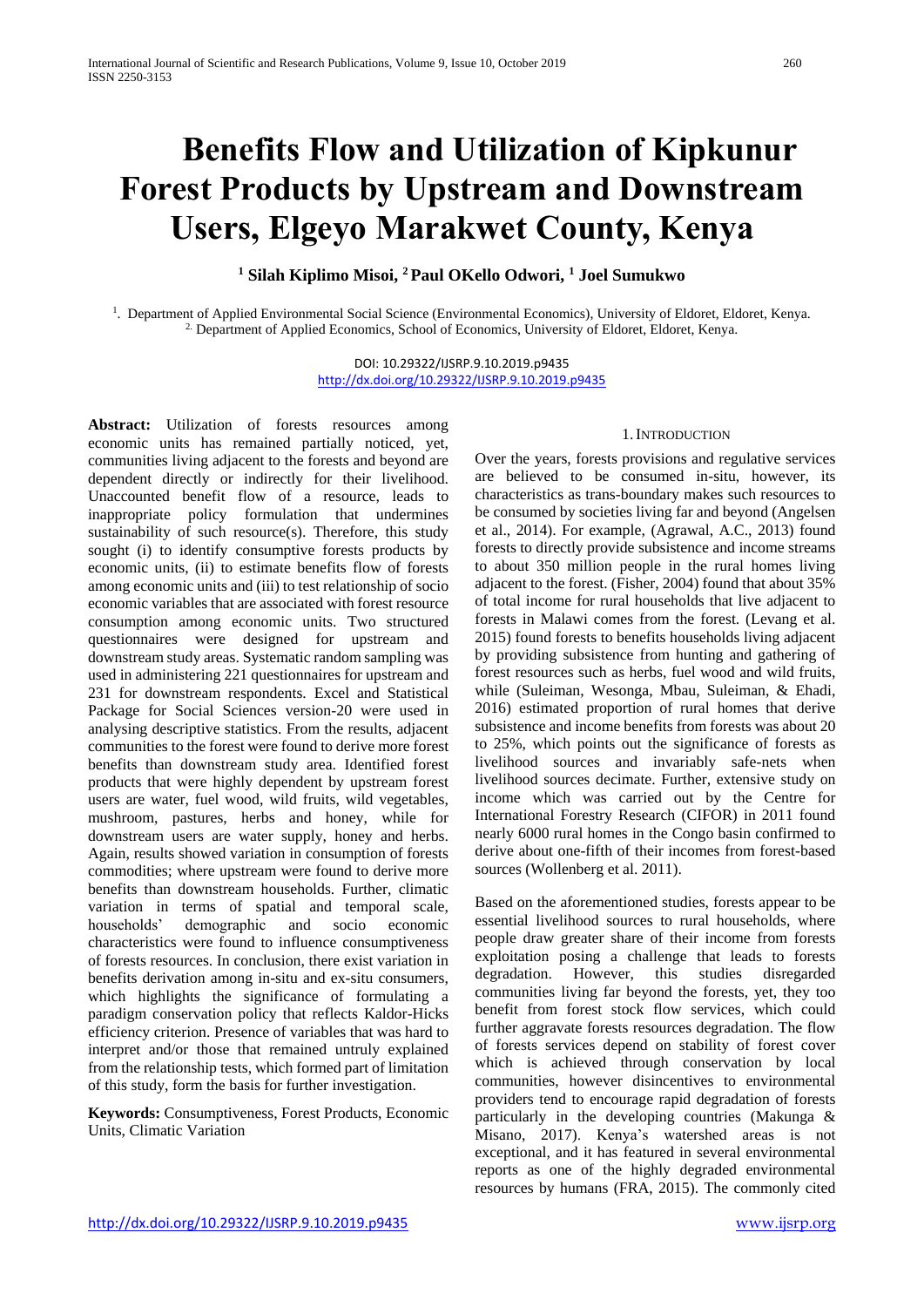# Benefits Flow and Utilization of Kipkunur Forest Products by Upstream and Downstream Users, Elgeyo Marakwet County, Kenya

**[1] Silah Kiplimo Misoi, [2] Paul OKello Odwori, [1] Joel Sumukwo**

[1]. Department of Applied Environmental Social Science (Environmental Economics), University of Eldoret, Eldoret, Kenya.
[2]. Department of Applied Economics, School of Economics, University of Eldoret, Eldoret, Kenya.

DOI: 10.29322/IJSRP.9.10.2019.p9435
http://dx.doi.org/10.29322/IJSRP.9.10.2019.p9435

**Abstract:** Utilization of forests resources among economic units has remained partially noticed, yet, communities living adjacent to the forests and beyond are dependent directly or indirectly for their livelihood. Unaccounted benefit flow of a resource, leads to inappropriate policy formulation that undermines sustainability of such resource(s). Therefore, this study sought (i) to identify consumptive forests products by economic units, (ii) to estimate benefits flow of forests among economic units and (iii) to test relationship of socio economic variables that are associated with forest resource consumption among economic units. Two structured questionnaires were designed for upstream and downstream study areas. Systematic random sampling was used in administering 221 questionnaires for upstream and 231 for downstream respondents. Excel and Statistical Package for Social Sciences version-20 were used in analysing descriptive statistics. From the results, adjacent communities to the forest were found to derive more forest benefits than downstream study area. Identified forest products that were highly dependent by upstream forest users are water, fuel wood, wild fruits, wild vegetables, mushroom, pastures, herbs and honey, while for downstream users are water supply, honey and herbs. Again, results showed variation in consumption of forests commodities; where upstream were found to derive more benefits than downstream households. Further, climatic variation in terms of spatial and temporal scale, households' demographic and socio economic characteristics were found to influence consumptiveness of forests resources. In conclusion, there exist variation in benefits derivation among in-situ and ex-situ consumers, which highlights the significance of formulating a paradigm conservation policy that reflects Kaldor-Hicks efficiency criterion. Presence of variables that was hard to interpret and/or those that remained untruly explained from the relationship tests, which formed part of limitation of this study, form the basis for further investigation.

**Keywords:** Consumptiveness, Forest Products, Economic Units, Climatic Variation

## 1. Introduction

Over the years, forests provisions and regulative services are believed to be consumed in-situ, however, its characteristics as trans-boundary makes such resources to be consumed by societies living far and beyond (Angelsen et al., 2014). For example, (Agrawal, A.C., 2013) found forests to directly provide subsistence and income streams to about 350 million people in the rural homes living adjacent to the forest. (Fisher, 2004) found that about 35% of total income for rural households that live adjacent to forests in Malawi comes from the forest. (Levang et al. 2015) found forests to benefits households living adjacent by providing subsistence from hunting and gathering of forest resources such as herbs, fuel wood and wild fruits, while (Suleiman, Wesonga, Mbau, Suleiman, & Ehadi, 2016) estimated proportion of rural homes that derive subsistence and income benefits from forests was about 20 to 25%, which points out the significance of forests as livelihood sources and invariably safe-nets when livelihood sources decimate. Further, extensive study on income which was carried out by the Centre for International Forestry Research (CIFOR) in 2011 found nearly 6000 rural homes in the Congo basin confirmed to derive about one-fifth of their incomes from forest-based sources (Wollenberg et al. 2011).

Based on the aforementioned studies, forests appear to be essential livelihood sources to rural households, where people draw greater share of their income from forests exploitation posing a challenge that leads to forests degradation. However, this studies disregarded communities living far beyond the forests, yet, they too benefit from forest stock flow services, which could further aggravate forests resources degradation. The flow of forests services depend on stability of forest cover which is achieved through conservation by local communities, however disincentives to environmental providers tend to encourage rapid degradation of forests particularly in the developing countries (Makunga & Misano, 2017). Kenya's watershed areas is not exceptional, and it has featured in several environmental reports as one of the highly degraded environmental resources by humans (FRA, 2015). The commonly cited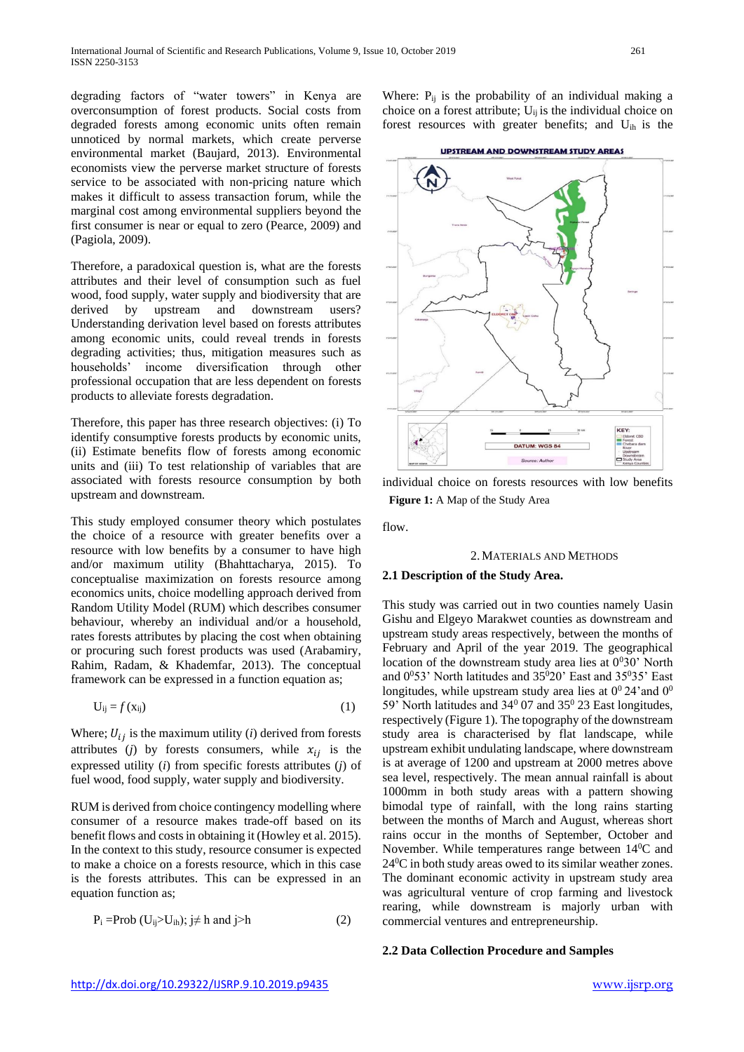degrading factors of "water towers" in Kenya are overconsumption of forest products. Social costs from degraded forests among economic units often remain unnoticed by normal markets, which create perverse environmental market (Baujard, 2013). Environmental economists view the perverse market structure of forests service to be associated with non-pricing nature which makes it difficult to assess transaction forum, while the marginal cost among environmental suppliers beyond the first consumer is near or equal to zero (Pearce, 2009) and (Pagiola, 2009).

Therefore, a paradoxical question is, what are the forests attributes and their level of consumption such as fuel wood, food supply, water supply and biodiversity that are derived by upstream and downstream users? Understanding derivation level based on forests attributes among economic units, could reveal trends in forests degrading activities; thus, mitigation measures such as households' income diversification through other professional occupation that are less dependent on forests products to alleviate forests degradation.

Therefore, this paper has three research objectives: (i) To identify consumptive forests products by economic units, (ii) Estimate benefits flow of forests among economic units and (iii) To test relationship of variables that are associated with forests resource consumption by both upstream and downstream.

This study employed consumer theory which postulates the choice of a resource with greater benefits over a resource with low benefits by a consumer to have high and/or maximum utility (Bhahttacharya, 2015). To conceptualise maximization on forests resource among economics units, choice modelling approach derived from Random Utility Model (RUM) which describes consumer behaviour, whereby an individual and/or a household, rates forests attributes by placing the cost when obtaining or procuring such forest products was used (Arabamiry, Rahim, Radam, & Khademfar, 2013). The conceptual framework can be expressed in a function equation as;

$$U_{ij} = f(x_{ij}) \qquad (1)$$

Where; $U_{ij}$ is the maximum utility ($i$) derived from forests attributes ($j$) by forests consumers, while $x_{ij}$ is the expressed utility ($i$) from specific forests attributes ($j$) of fuel wood, food supply, water supply and biodiversity.

RUM is derived from choice contingency modelling where consumer of a resource makes trade-off based on its benefit flows and costs in obtaining it (Howley et al. 2015). In the context to this study, resource consumer is expected to make a choice on a forests resource, which in this case is the forests attributes. This can be expressed in an equation function as;

$$P_i = \text{Prob}\,(U_{ij} > U_{ih});\ j \neq h \text{ and } j > h \qquad (2)$$

Where: $P_{ij}$ is the probability of an individual making a choice on a forest attribute; $U_{ij}$ is the individual choice on forest resources with greater benefits; and $U_{ih}$ is the individual choice on forests resources with low benefits flow.

UPSTREAM AND DOWNSTREAM STUDY AREAS

KEY: Eldoret CBD, Forest, Chebara dam, River, Upstream, Downstream, Study Area, Kenya Counties

DATUM: WGS 84

Source: Author

**Figure 1:** A Map of the Study Area

## 2. MATERIALS AND METHODS

### 2.1 Description of the Study Area.

This study was carried out in two counties namely Uasin Gishu and Elgeyo Marakwet counties as downstream and upstream study areas respectively, between the months of February and April of the year 2019. The geographical location of the downstream study area lies at $0^0 30'$ North and $0^0 53'$ North latitudes and $35^0 20'$ East and $35^0 35'$ East longitudes, while upstream study area lies at $0^0\,24'$ and $0^0\,59'$ North latitudes and $34^0\,07$ and $35^0\,23$ East longitudes, respectively (Figure 1). The topography of the downstream study area is characterised by flat landscape, while upstream exhibit undulating landscape, where downstream is at average of 1200 and upstream at 2000 metres above sea level, respectively. The mean annual rainfall is about 1000mm in both study areas with a pattern showing bimodal type of rainfall, with the long rains starting between the months of March and August, whereas short rains occur in the months of September, October and November. While temperatures range between $14^0$C and $24^0$C in both study areas owed to its similar weather zones. The dominant economic activity in upstream study area was agricultural venture of crop farming and livestock rearing, while downstream is majorly urban with commercial ventures and entrepreneurship.

### 2.2 Data Collection Procedure and Samples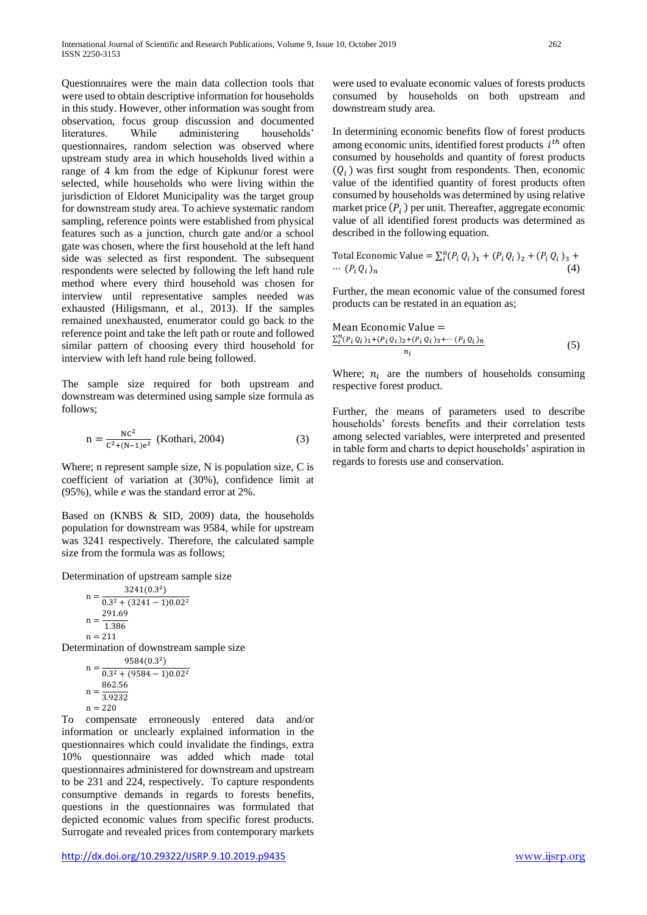Questionnaires were the main data collection tools that were used to obtain descriptive information for households in this study. However, other information was sought from observation, focus group discussion and documented literatures. While administering households' questionnaires, random selection was observed where upstream study area in which households lived within a range of 4 km from the edge of Kipkunur forest were selected, while households who were living within the jurisdiction of Eldoret Municipality was the target group for downstream study area. To achieve systematic random sampling, reference points were established from physical features such as a junction, church gate and/or a school gate was chosen, where the first household at the left hand side was selected as first respondent. The subsequent respondents were selected by following the left hand rule method where every third household was chosen for interview until representative samples needed was exhausted (Hiligsmann, et al., 2013). If the samples remained unexhausted, enumerator could go back to the reference point and take the left path or route and followed similar pattern of choosing every third household for interview with left hand rule being followed.

The sample size required for both upstream and downstream was determined using sample size formula as follows;

$$n = \frac{NC^2}{C^2+(N-1)e^2} \text{ (Kothari, 2004)} \tag{3}$$

Where; n represent sample size, N is population size, C is coefficient of variation at (30%), confidence limit at (95%), while *e* was the standard error at 2%.

Based on (KNBS & SID, 2009) data, the households population for downstream was 9584, while for upstream was 3241 respectively. Therefore, the calculated sample size from the formula was as follows;

Determination of upstream sample size

$$n = \frac{3241(0.3^2)}{0.3^2 + (3241-1)0.02^2}$$

$$n = \frac{291.69}{1.386}$$

$$n = 211$$

Determination of downstream sample size

$$n = \frac{9584(0.3^2)}{0.3^2 + (9584-1)0.02^2}$$

$$n = \frac{862.56}{3.9232}$$

$$n = 220$$

To compensate erroneously entered data and/or information or unclearly explained information in the questionnaires which could invalidate the findings, extra 10% questionnaire was added which made total questionnaires administered for downstream and upstream to be 231 and 224, respectively. To capture respondents consumptive demands in regards to forests benefits, questions in the questionnaires was formulated that depicted economic values from specific forest products. Surrogate and revealed prices from contemporary markets were used to evaluate economic values of forests products consumed by households on both upstream and downstream study area.

In determining economic benefits flow of forest products among economic units, identified forest products $i^{th}$ often consumed by households and quantity of forest products $(Q_i)$ was first sought from respondents. Then, economic value of the identified quantity of forest products often consumed by households was determined by using relative market price $(P_i)$ per unit. Thereafter, aggregate economic value of all identified forest products was determined as described in the following equation.

$$\text{Total Economic Value} = \sum_i^n (P_i\,Q_i)_1 + (P_i\,Q_i)_2 + (P_i\,Q_i)_3 + \cdots (P_i\,Q_i)_n \tag{4}$$

Further, the mean economic value of the consumed forest products can be restated in an equation as;

$$\text{Mean Economic Value} = \frac{\sum_i^n (P_i\,Q_i)_1 + (P_i\,Q_i)_2 + (P_i\,Q_i)_3 + \cdots (P_i\,Q_i)_n}{n_i} \tag{5}$$

Where; $n_i$ are the numbers of households consuming respective forest product.

Further, the means of parameters used to describe households' forests benefits and their correlation tests among selected variables, were interpreted and presented in table form and charts to depict households' aspiration in regards to forests use and conservation.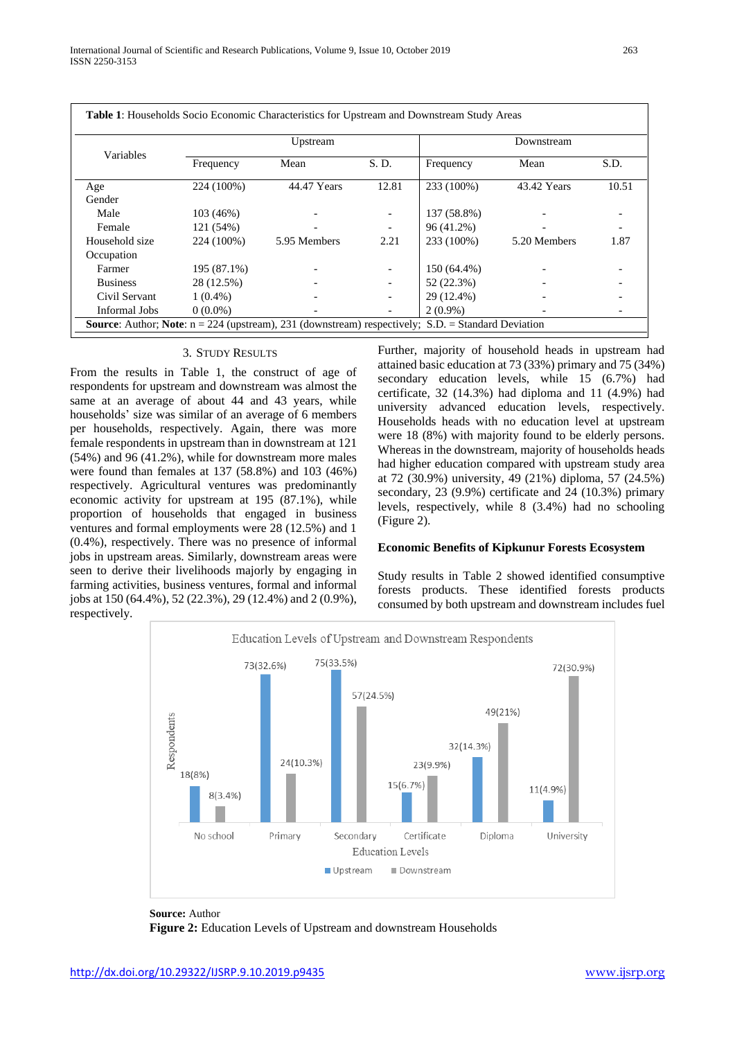**Table 1**: Households Socio Economic Characteristics for Upstream and Downstream Study Areas

| Variables | Upstream | | | Downstream | | |
|---|---|---|---|---|---|---|
| | Frequency | Mean | S. D. | Frequency | Mean | S.D. |
| Age | 224 (100%) | 44.47 Years | 12.81 | 233 (100%) | 43.42 Years | 10.51 |
| Gender | | | | | | |
| Male | 103 (46%) | - | - | 137 (58.8%) | - | - |
| Female | 121 (54%) | - | - | 96 (41.2%) | - | - |
| Household size | 224 (100%) | 5.95 Members | 2.21 | 233 (100%) | 5.20 Members | 1.87 |
| Occupation | | | | | | |
| Farmer | 195 (87.1%) | - | - | 150 (64.4%) | - | - |
| Business | 28 (12.5%) | - | - | 52 (22.3%) | - | - |
| Civil Servant | 1 (0.4%) | - | - | 29 (12.4%) | - | - |
| Informal Jobs | 0 (0.0%) | - | - | 2 (0.9%) | - | - |

**Source**: Author; **Note**: n = 224 (upstream), 231 (downstream) respectively; S.D. = Standard Deviation

## 3. Study Results

From the results in Table 1, the construct of age of respondents for upstream and downstream was almost the same at an average of about 44 and 43 years, while households' size was similar of an average of 6 members per households, respectively. Again, there was more female respondents in upstream than in downstream at 121 (54%) and 96 (41.2%), while for downstream more males were found than females at 137 (58.8%) and 103 (46%) respectively. Agricultural ventures was predominantly economic activity for upstream at 195 (87.1%), while proportion of households that engaged in business ventures and formal employments were 28 (12.5%) and 1 (0.4%), respectively. There was no presence of informal jobs in upstream areas. Similarly, downstream areas were seen to derive their livelihoods majorly by engaging in farming activities, business ventures, formal and informal jobs at 150 (64.4%), 52 (22.3%), 29 (12.4%) and 2 (0.9%), respectively.

Further, majority of household heads in upstream had attained basic education at 73 (33%) primary and 75 (34%) secondary education levels, while 15 (6.7%) had certificate, 32 (14.3%) had diploma and 11 (4.9%) had university advanced education levels, respectively. Households heads with no education level at upstream were 18 (8%) with majority found to be elderly persons. Whereas in the downstream, majority of households heads had higher education compared with upstream study area at 72 (30.9%) university, 49 (21%) diploma, 57 (24.5%) secondary, 23 (9.9%) certificate and 24 (10.3%) primary levels, respectively, while 8 (3.4%) had no schooling (Figure 2).

### Economic Benefits of Kipkunur Forests Ecosystem

Study results in Table 2 showed identified consumptive forests products. These identified forests products consumed by both upstream and downstream includes fuel

Education Levels of Upstream and Downstream Respondents

Respondents

18(8%)
8(3.4%)
73(32.6%)
24(10.3%)
75(33.5%)
57(24.5%)
15(6.7%)
23(9.9%)
32(14.3%)
49(21%)
11(4.9%)
72(30.9%)

No school
Primary
Secondary
Certificate
Diploma
University

Education Levels

Upstream
Downstream

**Source:** Author

**Figure 2:** Education Levels of Upstream and downstream Households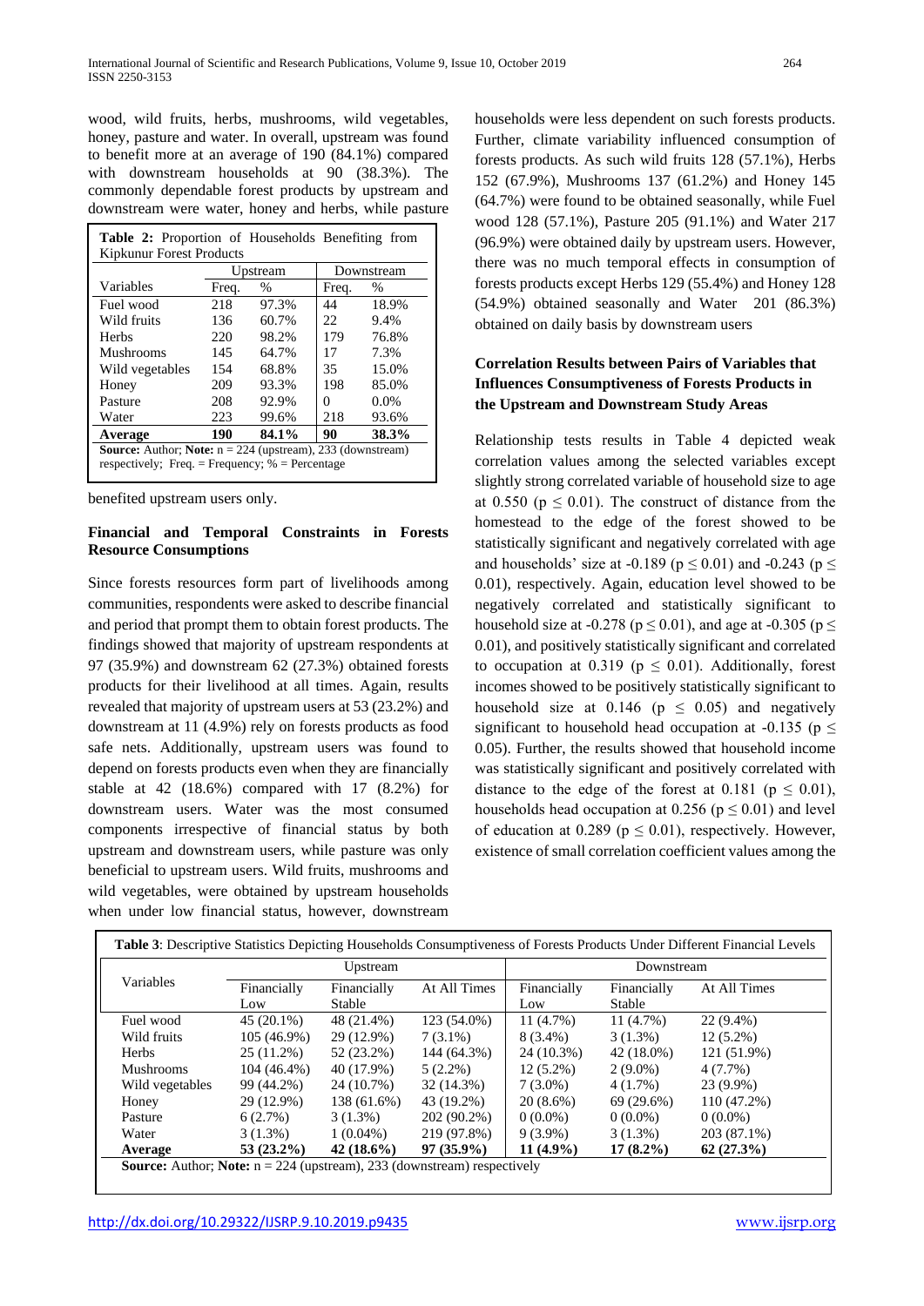wood, wild fruits, herbs, mushrooms, wild vegetables, honey, pasture and water. In overall, upstream was found to benefit more at an average of 190 (84.1%) compared with downstream households at 90 (38.3%). The commonly dependable forest products by upstream and downstream were water, honey and herbs, while pasture benefited upstream users only.

**Table 2:** Proportion of Households Benefiting from Kipkunur Forest Products

| | Upstream | | Downstream | |
|---|---|---|---|---|
| Variables | Freq. | % | Freq. | % |
| Fuel wood | 218 | 97.3% | 44 | 18.9% |
| Wild fruits | 136 | 60.7% | 22 | 9.4% |
| Herbs | 220 | 98.2% | 179 | 76.8% |
| Mushrooms | 145 | 64.7% | 17 | 7.3% |
| Wild vegetables | 154 | 68.8% | 35 | 15.0% |
| Honey | 209 | 93.3% | 198 | 85.0% |
| Pasture | 208 | 92.9% | 0 | 0.0% |
| Water | 223 | 99.6% | 218 | 93.6% |
| **Average** | **190** | **84.1%** | **90** | **38.3%** |

**Source:** Author; **Note:** n = 224 (upstream), 233 (downstream) respectively; Freq. = Frequency; % = Percentage

### Financial and Temporal Constraints in Forests Resource Consumptions

Since forests resources form part of livelihoods among communities, respondents were asked to describe financial and period that prompt them to obtain forest products. The findings showed that majority of upstream respondents at 97 (35.9%) and downstream 62 (27.3%) obtained forests products for their livelihood at all times. Again, results revealed that majority of upstream users at 53 (23.2%) and downstream at 11 (4.9%) rely on forests products as food safe nets. Additionally, upstream users was found to depend on forests products even when they are financially stable at 42 (18.6%) compared with 17 (8.2%) for downstream users. Water was the most consumed components irrespective of financial status by both upstream and downstream users, while pasture was only beneficial to upstream users. Wild fruits, mushrooms and wild vegetables, were obtained by upstream households when under low financial status, however, downstream households were less dependent on such forests products. Further, climate variability influenced consumption of forests products. As such wild fruits 128 (57.1%), Herbs 152 (67.9%), Mushrooms 137 (61.2%) and Honey 145 (64.7%) were found to be obtained seasonally, while Fuel wood 128 (57.1%), Pasture 205 (91.1%) and Water 217 (96.9%) were obtained daily by upstream users. However, there was no much temporal effects in consumption of forests products except Herbs 129 (55.4%) and Honey 128 (54.9%) obtained seasonally and Water 201 (86.3%) obtained on daily basis by downstream users

### Correlation Results between Pairs of Variables that Influences Consumptiveness of Forests Products in the Upstream and Downstream Study Areas

Relationship tests results in Table 4 depicted weak correlation values among the selected variables except slightly strong correlated variable of household size to age at 0.550 ($p \leq 0.01$). The construct of distance from the homestead to the edge of the forest showed to be statistically significant and negatively correlated with age and households' size at -0.189 ($p \leq 0.01$) and -0.243 ($p \leq 0.01$), respectively. Again, education level showed to be negatively correlated and statistically significant to household size at -0.278 ($p \leq 0.01$), and age at -0.305 ($p \leq 0.01$), and positively statistically significant and correlated to occupation at 0.319 ($p \leq 0.01$). Additionally, forest incomes showed to be positively statistically significant to household size at 0.146 ($p \leq 0.05$) and negatively significant to household head occupation at -0.135 ($p \leq 0.05$). Further, the results showed that household income was statistically significant and positively correlated with distance to the edge of the forest at 0.181 ($p \leq 0.01$), households head occupation at 0.256 ($p \leq 0.01$) and level of education at 0.289 ($p \leq 0.01$), respectively. However, existence of small correlation coefficient values among the

**Table 3**: Descriptive Statistics Depicting Households Consumptiveness of Forests Products Under Different Financial Levels

| Variables | Upstream | | | Downstream | | |
|---|---|---|---|---|---|---|
| | Financially Low | Financially Stable | At All Times | Financially Low | Financially Stable | At All Times |
| Fuel wood | 45 (20.1%) | 48 (21.4%) | 123 (54.0%) | 11 (4.7%) | 11 (4.7%) | 22 (9.4%) |
| Wild fruits | 105 (46.9%) | 29 (12.9%) | 7 (3.1%) | 8 (3.4%) | 3 (1.3%) | 12 (5.2%) |
| Herbs | 25 (11.2%) | 52 (23.2%) | 144 (64.3%) | 24 (10.3%) | 42 (18.0%) | 121 (51.9%) |
| Mushrooms | 104 (46.4%) | 40 (17.9%) | 5 (2.2%) | 12 (5.2%) | 2 (9.0%) | 4 (7.7%) |
| Wild vegetables | 99 (44.2%) | 24 (10.7%) | 32 (14.3%) | 7 (3.0%) | 4 (1.7%) | 23 (9.9%) |
| Honey | 29 (12.9%) | 138 (61.6%) | 43 (19.2%) | 20 (8.6%) | 69 (29.6%) | 110 (47.2%) |
| Pasture | 6 (2.7%) | 3 (1.3%) | 202 (90.2%) | 0 (0.0%) | 0 (0.0%) | 0 (0.0%) |
| Water | 3 (1.3%) | 1 (0.04%) | 219 (97.8%) | 9 (3.9%) | 3 (1.3%) | 203 (87.1%) |
| **Average** | **53 (23.2%)** | **42 (18.6%)** | **97 (35.9%)** | **11 (4.9%)** | **17 (8.2%)** | **62 (27.3%)** |

**Source:** Author; **Note:** n = 224 (upstream), 233 (downstream) respectively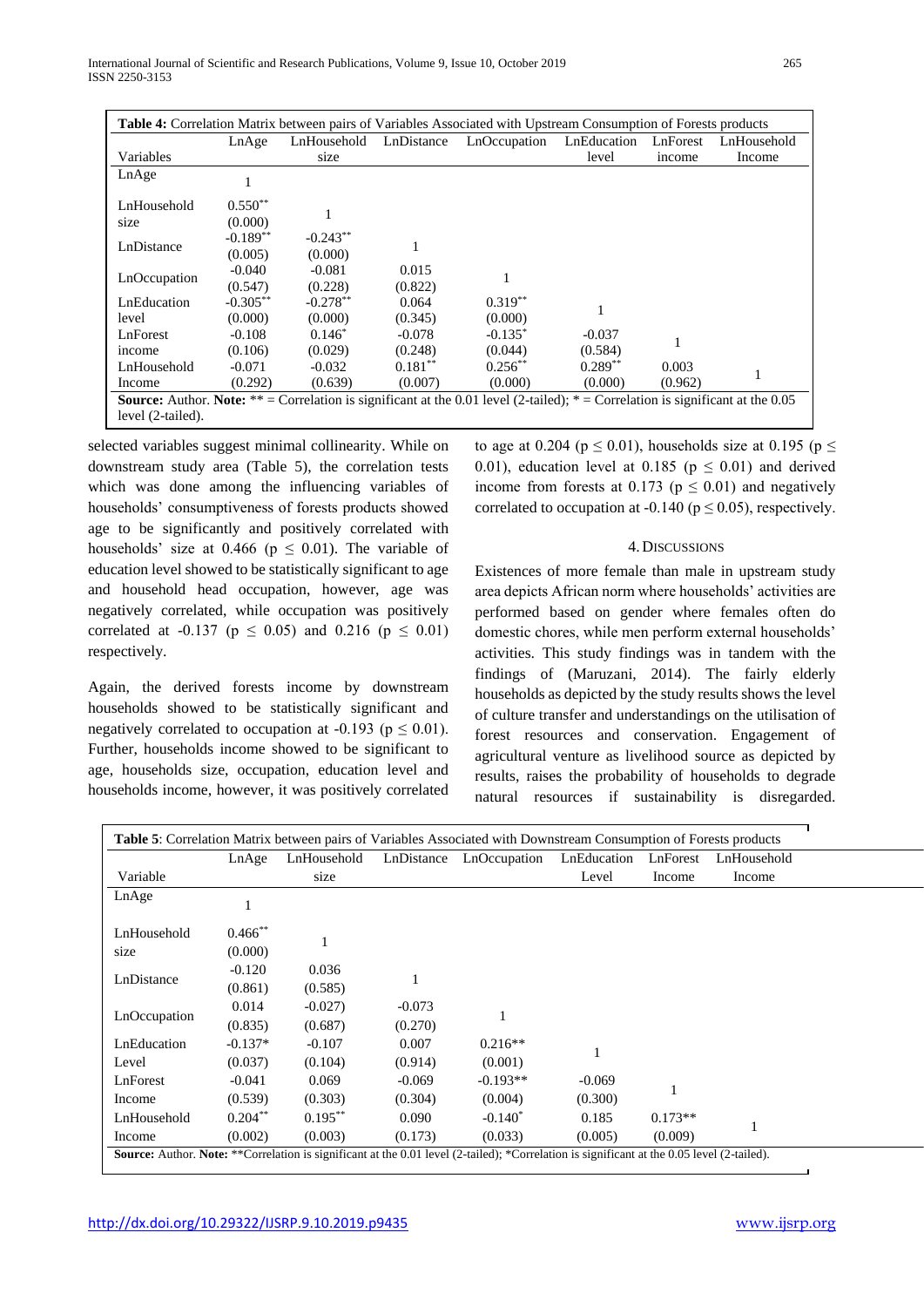**Table 4:** Correlation Matrix between pairs of Variables Associated with Upstream Consumption of Forests products

| Variables | LnAge | LnHousehold size | LnDistance | LnOccupation | LnEducation level | LnForest income | LnHousehold Income |
|---|---|---|---|---|---|---|---|
| LnAge | 1 | | | | | | |
| LnHousehold size | 0.550** (0.000) | 1 | | | | | |
| LnDistance | -0.189** (0.005) | -0.243** (0.000) | 1 | | | | |
| LnOccupation | -0.040 (0.547) | -0.081 (0.228) | 0.015 (0.822) | 1 | | | |
| LnEducation level | -0.305** (0.000) | -0.278** (0.000) | 0.064 (0.345) | 0.319** (0.000) | 1 | | |
| LnForest income | -0.108 (0.106) | 0.146* (0.029) | -0.078 (0.248) | -0.135* (0.044) | -0.037 (0.584) | 1 | |
| LnHousehold Income | -0.071 (0.292) | -0.032 (0.639) | 0.181** (0.007) | 0.256** (0.000) | 0.289** (0.000) | 0.003 (0.962) | 1 |

**Source:** Author. **Note:** ** = Correlation is significant at the 0.01 level (2-tailed); * = Correlation is significant at the 0.05 level (2-tailed).

selected variables suggest minimal collinearity. While on downstream study area (Table 5), the correlation tests which was done among the influencing variables of households' consumptiveness of forests products showed age to be significantly and positively correlated with households' size at 0.466 ($p \leq 0.01$). The variable of education level showed to be statistically significant to age and household head occupation, however, age was negatively correlated, while occupation was positively correlated at -0.137 ($p \leq 0.05$) and 0.216 ($p \leq 0.01$) respectively.

Again, the derived forests income by downstream households showed to be statistically significant and negatively correlated to occupation at -0.193 ($p \leq 0.01$). Further, households income showed to be significant to age, households size, occupation, education level and households income, however, it was positively correlated to age at 0.204 ($p \leq 0.01$), households size at 0.195 ($p \leq 0.01$), education level at 0.185 ($p \leq 0.01$) and derived income from forests at 0.173 ($p \leq 0.01$) and negatively correlated to occupation at -0.140 ($p \leq 0.05$), respectively.

## 4. Discussions

Existences of more female than male in upstream study area depicts African norm where households' activities are performed based on gender where females often do domestic chores, while men perform external households' activities. This study findings was in tandem with the findings of (Maruzani, 2014). The fairly elderly households as depicted by the study results shows the level of culture transfer and understandings on the utilisation of forest resources and conservation. Engagement of agricultural venture as livelihood source as depicted by results, raises the probability of households to degrade natural resources if sustainability is disregarded.

**Table 5**: Correlation Matrix between pairs of Variables Associated with Downstream Consumption of Forests products

| Variable | LnAge | LnHousehold size | LnDistance | LnOccupation | LnEducation Level | LnForest Income | LnHousehold Income |
|---|---|---|---|---|---|---|---|
| LnAge | 1 | | | | | | |
| LnHousehold size | 0.466** (0.000) | 1 | | | | | |
| LnDistance | -0.120 (0.861) | 0.036 (0.585) | 1 | | | | |
| LnOccupation | 0.014 (0.835) | -0.027) (0.687) | -0.073 (0.270) | 1 | | | |
| LnEducation Level | -0.137* (0.037) | -0.107 (0.104) | 0.007 (0.914) | 0.216** (0.001) | 1 | | |
| LnForest Income | -0.041 (0.539) | 0.069 (0.303) | -0.069 (0.304) | -0.193** (0.004) | -0.069 (0.300) | 1 | |
| LnHousehold Income | 0.204** (0.002) | 0.195** (0.003) | 0.090 (0.173) | -0.140* (0.033) | 0.185 (0.005) | 0.173** (0.009) | 1 |

**Source:** Author. **Note:** **Correlation is significant at the 0.01 level (2-tailed); *Correlation is significant at the 0.05 level (2-tailed).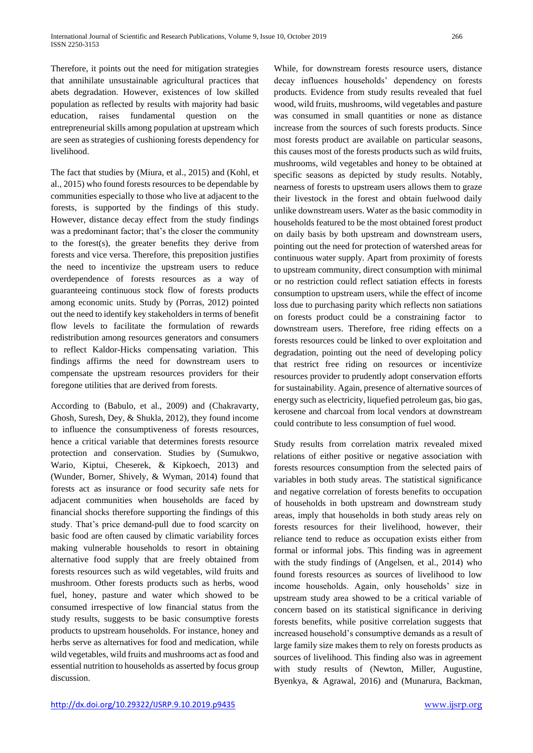Therefore, it points out the need for mitigation strategies that annihilate unsustainable agricultural practices that abets degradation. However, existences of low skilled population as reflected by results with majority had basic education, raises fundamental question on the entrepreneurial skills among population at upstream which are seen as strategies of cushioning forests dependency for livelihood.

The fact that studies by (Miura, et al., 2015) and (Kohl, et al., 2015) who found forests resources to be dependable by communities especially to those who live at adjacent to the forests, is supported by the findings of this study. However, distance decay effect from the study findings was a predominant factor; that's the closer the community to the forest(s), the greater benefits they derive from forests and vice versa. Therefore, this preposition justifies the need to incentivize the upstream users to reduce overdependence of forests resources as a way of guaranteeing continuous stock flow of forests products among economic units. Study by (Porras, 2012) pointed out the need to identify key stakeholders in terms of benefit flow levels to facilitate the formulation of rewards redistribution among resources generators and consumers to reflect Kaldor-Hicks compensating variation. This findings affirms the need for downstream users to compensate the upstream resources providers for their foregone utilities that are derived from forests.

According to (Babulo, et al., 2009) and (Chakravarty, Ghosh, Suresh, Dey, & Shukla, 2012), they found income to influence the consumptiveness of forests resources, hence a critical variable that determines forests resource protection and conservation. Studies by (Sumukwo, Wario, Kiptui, Cheserek, & Kipkoech, 2013) and (Wunder, Borner, Shively, & Wyman, 2014) found that forests act as insurance or food security safe nets for adjacent communities when households are faced by financial shocks therefore supporting the findings of this study. That's price demand-pull due to food scarcity on basic food are often caused by climatic variability forces making vulnerable households to resort in obtaining alternative food supply that are freely obtained from forests resources such as wild vegetables, wild fruits and mushroom. Other forests products such as herbs, wood fuel, honey, pasture and water which showed to be consumed irrespective of low financial status from the study results, suggests to be basic consumptive forests products to upstream households. For instance, honey and herbs serve as alternatives for food and medication, while wild vegetables, wild fruits and mushrooms act as food and essential nutrition to households as asserted by focus group discussion.

While, for downstream forests resource users, distance decay influences households' dependency on forests products. Evidence from study results revealed that fuel wood, wild fruits, mushrooms, wild vegetables and pasture was consumed in small quantities or none as distance increase from the sources of such forests products. Since most forests product are available on particular seasons, this causes most of the forests products such as wild fruits, mushrooms, wild vegetables and honey to be obtained at specific seasons as depicted by study results. Notably, nearness of forests to upstream users allows them to graze their livestock in the forest and obtain fuelwood daily unlike downstream users. Water as the basic commodity in households featured to be the most obtained forest product on daily basis by both upstream and downstream users, pointing out the need for protection of watershed areas for continuous water supply. Apart from proximity of forests to upstream community, direct consumption with minimal or no restriction could reflect satiation effects in forests consumption to upstream users, while the effect of income loss due to purchasing parity which reflects non satiations on forests product could be a constraining factor to downstream users. Therefore, free riding effects on a forests resources could be linked to over exploitation and degradation, pointing out the need of developing policy that restrict free riding on resources or incentivize resources provider to prudently adopt conservation efforts for sustainability. Again, presence of alternative sources of energy such as electricity, liquefied petroleum gas, bio gas, kerosene and charcoal from local vendors at downstream could contribute to less consumption of fuel wood.

Study results from correlation matrix revealed mixed relations of either positive or negative association with forests resources consumption from the selected pairs of variables in both study areas. The statistical significance and negative correlation of forests benefits to occupation of households in both upstream and downstream study areas, imply that households in both study areas rely on forests resources for their livelihood, however, their reliance tend to reduce as occupation exists either from formal or informal jobs. This finding was in agreement with the study findings of (Angelsen, et al., 2014) who found forests resources as sources of livelihood to low income households. Again, only households' size in upstream study area showed to be a critical variable of concern based on its statistical significance in deriving forests benefits, while positive correlation suggests that increased household's consumptive demands as a result of large family size makes them to rely on forests products as sources of livelihood. This finding also was in agreement with study results of (Newton, Miller, Augustine, Byenkya, & Agrawal, 2016) and (Munarura, Backman,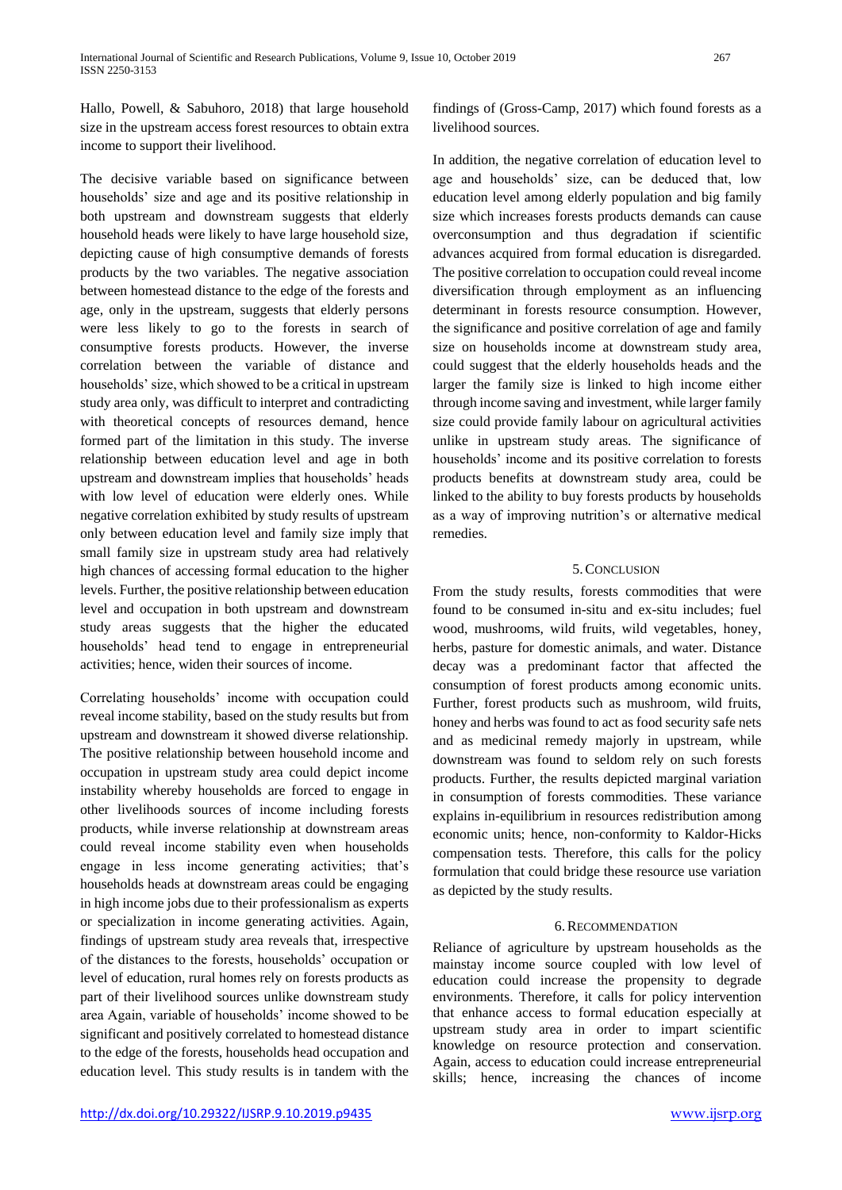Hallo, Powell, & Sabuhoro, 2018) that large household size in the upstream access forest resources to obtain extra income to support their livelihood.

The decisive variable based on significance between households' size and age and its positive relationship in both upstream and downstream suggests that elderly household heads were likely to have large household size, depicting cause of high consumptive demands of forests products by the two variables. The negative association between homestead distance to the edge of the forests and age, only in the upstream, suggests that elderly persons were less likely to go to the forests in search of consumptive forests products. However, the inverse correlation between the variable of distance and households' size, which showed to be a critical in upstream study area only, was difficult to interpret and contradicting with theoretical concepts of resources demand, hence formed part of the limitation in this study. The inverse relationship between education level and age in both upstream and downstream implies that households' heads with low level of education were elderly ones. While negative correlation exhibited by study results of upstream only between education level and family size imply that small family size in upstream study area had relatively high chances of accessing formal education to the higher levels. Further, the positive relationship between education level and occupation in both upstream and downstream study areas suggests that the higher the educated households' head tend to engage in entrepreneurial activities; hence, widen their sources of income.

Correlating households' income with occupation could reveal income stability, based on the study results but from upstream and downstream it showed diverse relationship. The positive relationship between household income and occupation in upstream study area could depict income instability whereby households are forced to engage in other livelihoods sources of income including forests products, while inverse relationship at downstream areas could reveal income stability even when households engage in less income generating activities; that's households heads at downstream areas could be engaging in high income jobs due to their professionalism as experts or specialization in income generating activities. Again, findings of upstream study area reveals that, irrespective of the distances to the forests, households' occupation or level of education, rural homes rely on forests products as part of their livelihood sources unlike downstream study area Again, variable of households' income showed to be significant and positively correlated to homestead distance to the edge of the forests, households head occupation and education level. This study results is in tandem with the findings of (Gross-Camp, 2017) which found forests as a livelihood sources.

In addition, the negative correlation of education level to age and households' size, can be deduced that, low education level among elderly population and big family size which increases forests products demands can cause overconsumption and thus degradation if scientific advances acquired from formal education is disregarded. The positive correlation to occupation could reveal income diversification through employment as an influencing determinant in forests resource consumption. However, the significance and positive correlation of age and family size on households income at downstream study area, could suggest that the elderly households heads and the larger the family size is linked to high income either through income saving and investment, while larger family size could provide family labour on agricultural activities unlike in upstream study areas. The significance of households' income and its positive correlation to forests products benefits at downstream study area, could be linked to the ability to buy forests products by households as a way of improving nutrition's or alternative medical remedies.

## 5. Conclusion

From the study results, forests commodities that were found to be consumed in-situ and ex-situ includes; fuel wood, mushrooms, wild fruits, wild vegetables, honey, herbs, pasture for domestic animals, and water. Distance decay was a predominant factor that affected the consumption of forest products among economic units. Further, forest products such as mushroom, wild fruits, honey and herbs was found to act as food security safe nets and as medicinal remedy majorly in upstream, while downstream was found to seldom rely on such forests products. Further, the results depicted marginal variation in consumption of forests commodities. These variance explains in-equilibrium in resources redistribution among economic units; hence, non-conformity to Kaldor-Hicks compensation tests. Therefore, this calls for the policy formulation that could bridge these resource use variation as depicted by the study results.

## 6. Recommendation

Reliance of agriculture by upstream households as the mainstay income source coupled with low level of education could increase the propensity to degrade environments. Therefore, it calls for policy intervention that enhance access to formal education especially at upstream study area in order to impart scientific knowledge on resource protection and conservation. Again, access to education could increase entrepreneurial skills; hence, increasing the chances of income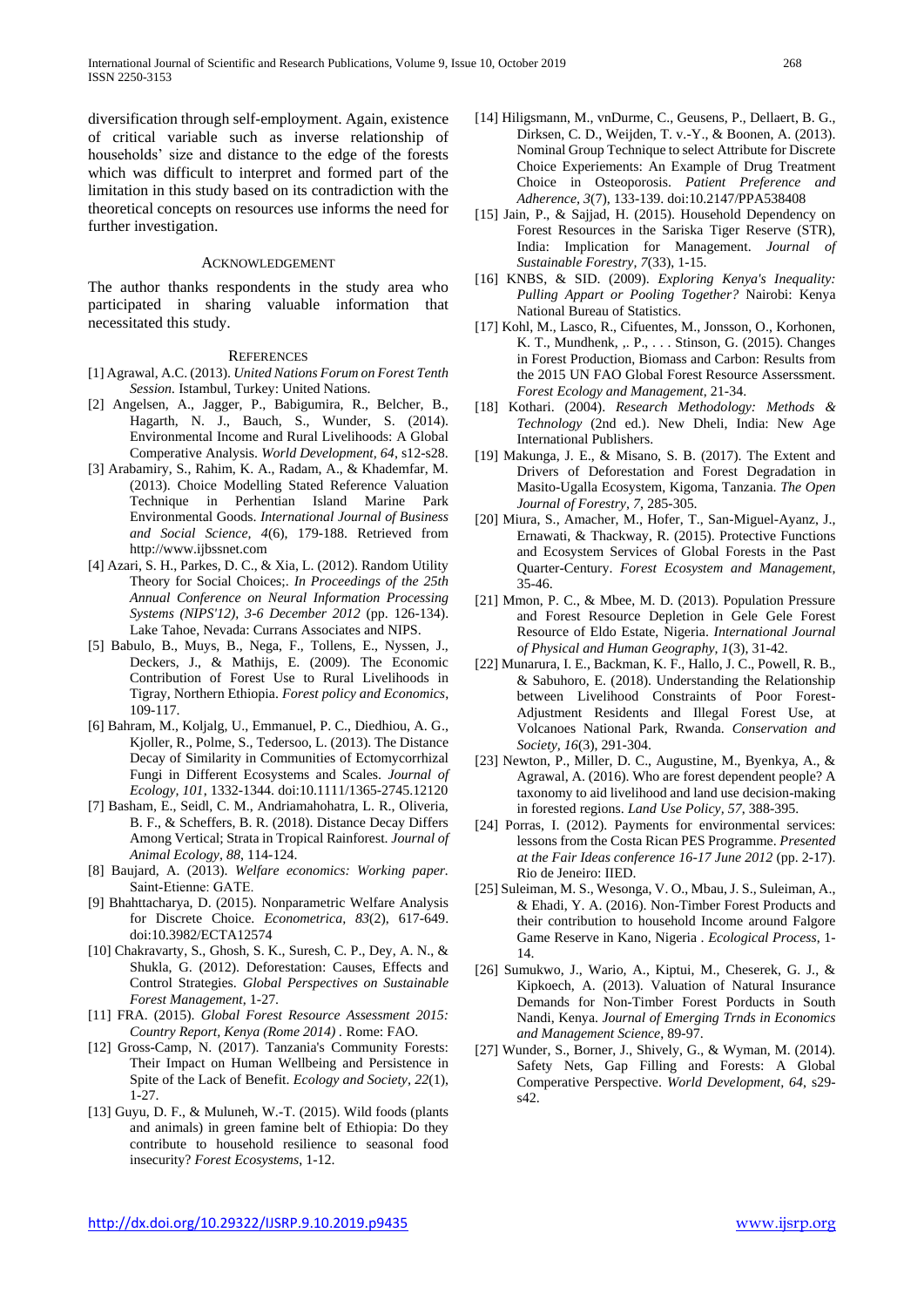diversification through self-employment. Again, existence of critical variable such as inverse relationship of households' size and distance to the edge of the forests which was difficult to interpret and formed part of the limitation in this study based on its contradiction with the theoretical concepts on resources use informs the need for further investigation.

## Acknowledgement

The author thanks respondents in the study area who participated in sharing valuable information that necessitated this study.

## References

[1] Agrawal, A.C. (2013). *United Nations Forum on Forest Tenth Session.* Istambul, Turkey: United Nations.

[2] Angelsen, A., Jagger, P., Babigumira, R., Belcher, B., Hagarth, N. J., Bauch, S., Wunder, S. (2014). Environmental Income and Rural Livelihoods: A Global Comperative Analysis. *World Development, 64*, s12-s28.

[3] Arabamiry, S., Rahim, K. A., Radam, A., & Khademfar, M. (2013). Choice Modelling Stated Reference Valuation Technique in Perhentian Island Marine Park Environmental Goods. *International Journal of Business and Social Science, 4*(6), 179-188. Retrieved from http://www.ijbssnet.com

[4] Azari, S. H., Parkes, D. C., & Xia, L. (2012). Random Utility Theory for Social Choices;. *In Proceedings of the 25th Annual Conference on Neural Information Processing Systems (NIPS'12), 3-6 December 2012* (pp. 126-134). Lake Tahoe, Nevada: Currans Associates and NIPS.

[5] Babulo, B., Muys, B., Nega, F., Tollens, E., Nyssen, J., Deckers, J., & Mathijs, E. (2009). The Economic Contribution of Forest Use to Rural Livelihoods in Tigray, Northern Ethiopia. *Forest policy and Economics*, 109-117.

[6] Bahram, M., Koljalg, U., Emmanuel, P. C., Diedhiou, A. G., Kjoller, R., Polme, S., Tedersoo, L. (2013). The Distance Decay of Similarity in Communities of Ectomycorrhizal Fungi in Different Ecosystems and Scales. *Journal of Ecology, 101*, 1332-1344. doi:10.1111/1365-2745.12120

[7] Basham, E., Seidl, C. M., Andriamahohatra, L. R., Oliveria, B. F., & Scheffers, B. R. (2018). Distance Decay Differs Among Vertical; Strata in Tropical Rainforest. *Journal of Animal Ecology, 88*, 114-124.

[8] Baujard, A. (2013). *Welfare economics: Working paper.* Saint-Etienne: GATE.

[9] Bhahttacharya, D. (2015). Nonparametric Welfare Analysis for Discrete Choice. *Econometrica, 83*(2), 617-649. doi:10.3982/ECTA12574

[10] Chakravarty, S., Ghosh, S. K., Suresh, C. P., Dey, A. N., & Shukla, G. (2012). Deforestation: Causes, Effects and Control Strategies. *Global Perspectives on Sustainable Forest Management*, 1-27.

[11] FRA. (2015). *Global Forest Resource Assessment 2015: Country Report, Kenya (Rome 2014)* . Rome: FAO.

[12] Gross-Camp, N. (2017). Tanzania's Community Forests: Their Impact on Human Wellbeing and Persistence in Spite of the Lack of Benefit. *Ecology and Society, 22*(1), 1-27.

[13] Guyu, D. F., & Muluneh, W.-T. (2015). Wild foods (plants and animals) in green famine belt of Ethiopia: Do they contribute to household resilience to seasonal food insecurity? *Forest Ecosystems*, 1-12.

[14] Hiligsmann, M., vnDurme, C., Geusens, P., Dellaert, B. G., Dirksen, C. D., Weijden, T. v.-Y., & Boonen, A. (2013). Nominal Group Technique to select Attribute for Discrete Choice Experiements: An Example of Drug Treatment Choice in Osteoporosis. *Patient Preference and Adherence, 3*(7), 133-139. doi:10.2147/PPA538408

[15] Jain, P., & Sajjad, H. (2015). Household Dependency on Forest Resources in the Sariska Tiger Reserve (STR), India: Implication for Management. *Journal of Sustainable Forestry, 7*(33), 1-15.

[16] KNBS, & SID. (2009). *Exploring Kenya's Inequality: Pulling Appart or Pooling Together?* Nairobi: Kenya National Bureau of Statistics.

[17] Kohl, M., Lasco, R., Cifuentes, M., Jonsson, O., Korhonen, K. T., Mundhenk, ,. P., . . . Stinson, G. (2015). Changes in Forest Production, Biomass and Carbon: Results from the 2015 UN FAO Global Forest Resource Asserssment. *Forest Ecology and Management*, 21-34.

[18] Kothari. (2004). *Research Methodology: Methods & Technology* (2nd ed.). New Dheli, India: New Age International Publishers.

[19] Makunga, J. E., & Misano, S. B. (2017). The Extent and Drivers of Deforestation and Forest Degradation in Masito-Ugalla Ecosystem, Kigoma, Tanzania. *The Open Journal of Forestry, 7*, 285-305.

[20] Miura, S., Amacher, M., Hofer, T., San-Miguel-Ayanz, J., Ernawati, & Thackway, R. (2015). Protective Functions and Ecosystem Services of Global Forests in the Past Quarter-Century. *Forest Ecosystem and Management*, 35-46.

[21] Mmon, P. C., & Mbee, M. D. (2013). Population Pressure and Forest Resource Depletion in Gele Gele Forest Resource of Eldo Estate, Nigeria. *International Journal of Physical and Human Geography, 1*(3), 31-42.

[22] Munarura, I. E., Backman, K. F., Hallo, J. C., Powell, R. B., & Sabuhoro, E. (2018). Understanding the Relationship between Livelihood Constraints of Poor Forest-Adjustment Residents and Illegal Forest Use, at Volcanoes National Park, Rwanda. *Conservation and Society, 16*(3), 291-304.

[23] Newton, P., Miller, D. C., Augustine, M., Byenkya, A., & Agrawal, A. (2016). Who are forest dependent people? A taxonomy to aid livelihood and land use decision-making in forested regions. *Land Use Policy, 57*, 388-395.

[24] Porras, I. (2012). Payments for environmental services: lessons from the Costa Rican PES Programme. *Presented at the Fair Ideas conference 16-17 June 2012* (pp. 2-17). Rio de Jeneiro: IIED.

[25] Suleiman, M. S., Wesonga, V. O., Mbau, J. S., Suleiman, A., & Ehadi, Y. A. (2016). Non-Timber Forest Products and their contribution to household Income around Falgore Game Reserve in Kano, Nigeria . *Ecological Process*, 1-14.

[26] Sumukwo, J., Wario, A., Kiptui, M., Cheserek, G. J., & Kipkoech, A. (2013). Valuation of Natural Insurance Demands for Non-Timber Forest Porducts in South Nandi, Kenya. *Journal of Emerging Trnds in Economics and Management Science*, 89-97.

[27] Wunder, S., Borner, J., Shively, G., & Wyman, M. (2014). Safety Nets, Gap Filling and Forests: A Global Comperative Perspective. *World Development, 64*, s29-s42.